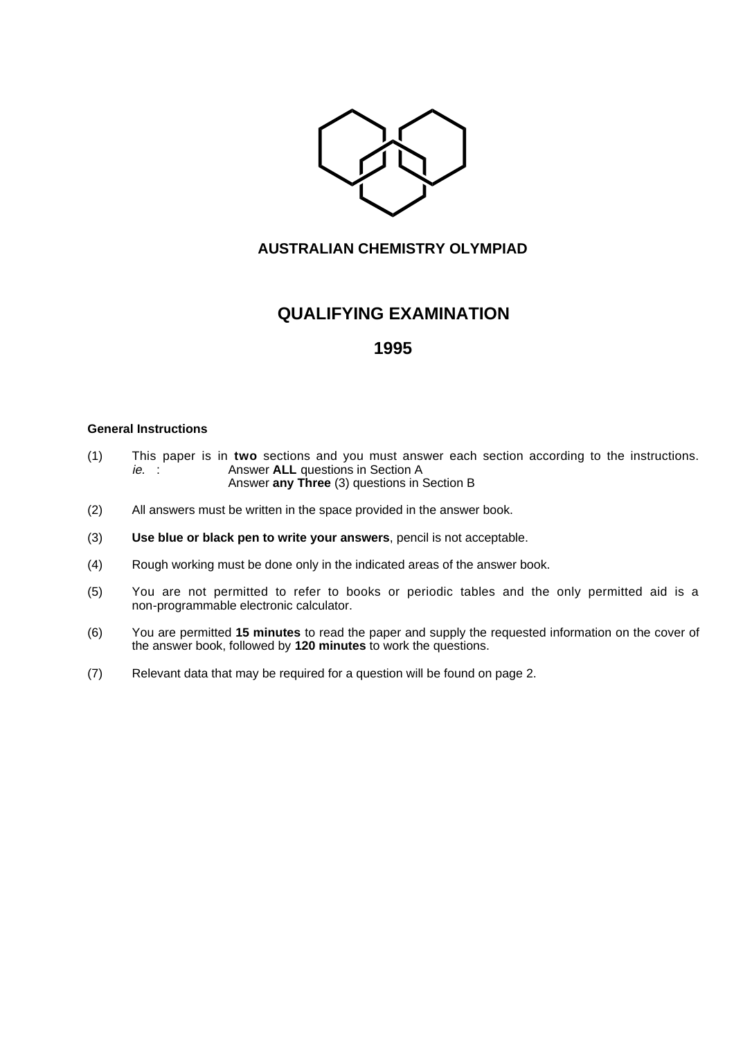# AUSTRALIAN CHEMISTRY OLYMPIAD

## QUALIFYING EXAMINATION

## 1995

**General Instructions**

(1) This paper is in **two** sections and you must answer each section according to the instructions.
*ie.* : Answer **ALL** questions in Section A
Answer **any Three** (3) questions in Section B

(2) All answers must be written in the space provided in the answer book.

(3) **Use blue or black pen to write your answers**, pencil is not acceptable.

(4) Rough working must be done only in the indicated areas of the answer book.

(5) You are not permitted to refer to books or periodic tables and the only permitted aid is a non-programmable electronic calculator.

(6) You are permitted **15 minutes** to read the paper and supply the requested information on the cover of the answer book, followed by **120 minutes** to work the questions.

(7) Relevant data that may be required for a question will be found on page 2.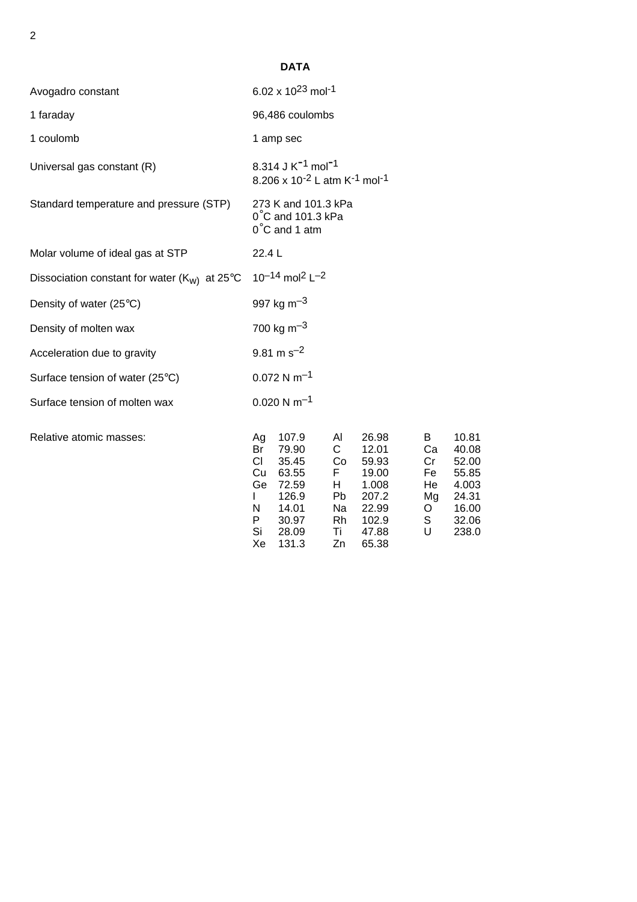## DATA

| | |
|---|---|
| Avogadro constant | $6.02 \times 10^{23}$ mol$^{-1}$ |
| 1 faraday | 96,486 coulombs |
| 1 coulomb | 1 amp sec |
| Universal gas constant (R) | 8.314 J K$^{-1}$ mol$^{-1}$<br>$8.206 \times 10^{-2}$ L atm K$^{-1}$ mol$^{-1}$ |
| Standard temperature and pressure (STP) | 273 K and 101.3 kPa<br>0 °C and 101.3 kPa<br>0 °C and 1 atm |
| Molar volume of ideal gas at STP | 22.4 L |
| Dissociation constant for water ($K_W$) at 25°C | $10^{-14}$ mol$^2$ L$^{-2}$ |
| Density of water (25°C) | 997 kg m$^{-3}$ |
| Density of molten wax | 700 kg m$^{-3}$ |
| Acceleration due to gravity | 9.81 m s$^{-2}$ |
| Surface tension of water (25°C) | 0.072 N m$^{-1}$ |
| Surface tension of molten wax | 0.020 N m$^{-1}$ |

Relative atomic masses:

| | | | | | |
|---|---|---|---|---|---|
| Ag | 107.9 | Al | 26.98 | B | 10.81 |
| Br | 79.90 | C | 12.01 | Ca | 40.08 |
| Cl | 35.45 | Co | 59.93 | Cr | 52.00 |
| Cu | 63.55 | F | 19.00 | Fe | 55.85 |
| Ge | 72.59 | H | 1.008 | He | 4.003 |
| I | 126.9 | Pb | 207.2 | Mg | 24.31 |
| N | 14.01 | Na | 22.99 | O | 16.00 |
| P | 30.97 | Rh | 102.9 | S | 32.06 |
| Si | 28.09 | Ti | 47.88 | U | 238.0 |
| Xe | 131.3 | Zn | 65.38 | | |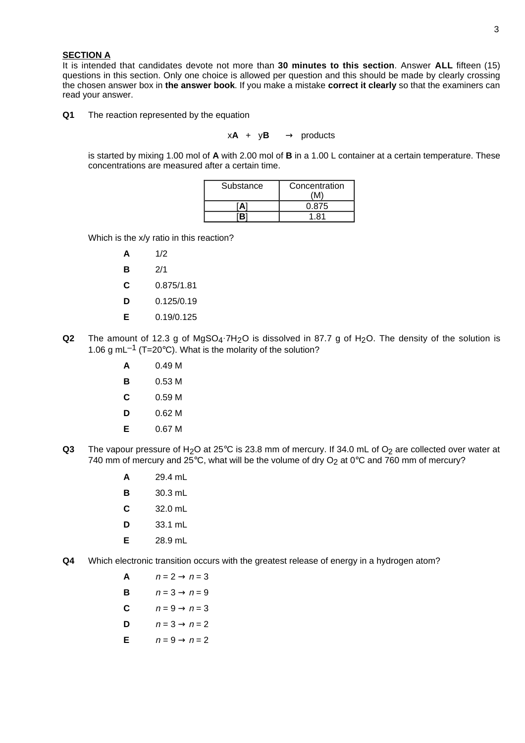**SECTION A**

It is intended that candidates devote not more than **30 minutes to this section**. Answer **ALL** fifteen (15) questions in this section. Only one choice is allowed per question and this should be made by clearly crossing the chosen answer box in **the answer book**. If you make a mistake **correct it clearly** so that the examiners can read your answer.

**Q1** The reaction represented by the equation

$$x\mathbf{A} + y\mathbf{B} \rightarrow \text{products}$$

is started by mixing 1.00 mol of **A** with 2.00 mol of **B** in a 1.00 L container at a certain temperature. These concentrations are measured after a certain time.

| Substance | Concentration (M) |
|---|---|
| [**A**] | 0.875 |
| [**B**] | 1.81 |

Which is the x/y ratio in this reaction?

- **A** 1/2
- **B** 2/1
- **C** 0.875/1.81
- **D** 0.125/0.19
- **E** 0.19/0.125

**Q2** The amount of 12.3 g of $MgSO_4 \cdot 7H_2O$ is dissolved in 87.7 g of $H_2O$. The density of the solution is 1.06 g $mL^{-1}$ (T=20°C). What is the molarity of the solution?

- **A** 0.49 M
- **B** 0.53 M
- **C** 0.59 M
- **D** 0.62 M
- **E** 0.67 M

**Q3** The vapour pressure of $H_2O$ at 25°C is 23.8 mm of mercury. If 34.0 mL of $O_2$ are collected over water at 740 mm of mercury and 25°C, what will be the volume of dry $O_2$ at 0°C and 760 mm of mercury?

- **A** 29.4 mL
- **B** 30.3 mL
- **C** 32.0 mL
- **D** 33.1 mL
- **E** 28.9 mL

**Q4** Which electronic transition occurs with the greatest release of energy in a hydrogen atom?

- **A** $n = 2 \rightarrow n = 3$
- **B** $n = 3 \rightarrow n = 9$
- **C** $n = 9 \rightarrow n = 3$
- **D** $n = 3 \rightarrow n = 2$
- **E** $n = 9 \rightarrow n = 2$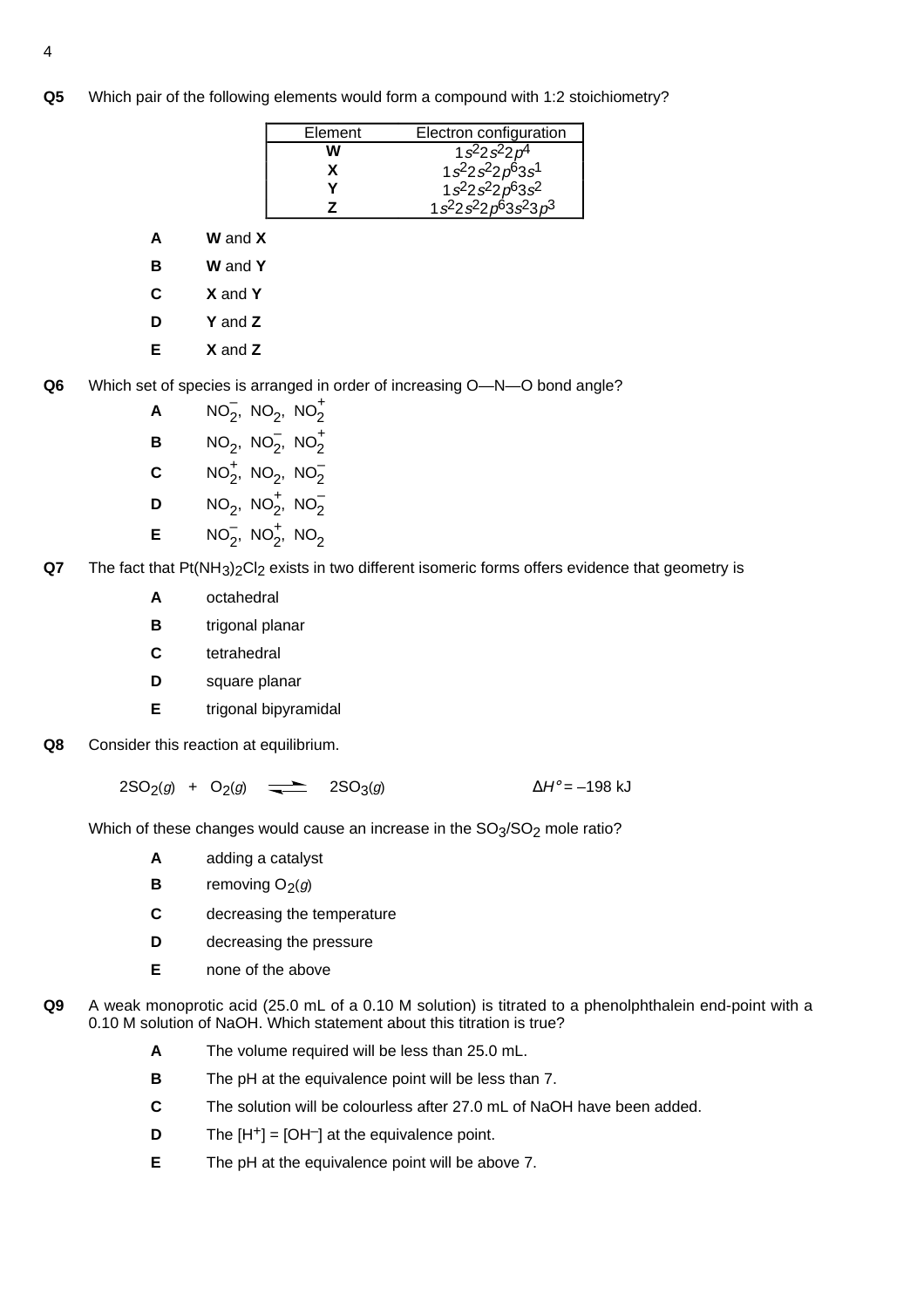**Q5** Which pair of the following elements would form a compound with 1:2 stoichiometry?

| Element | Electron configuration |
|---|---|
| **W** | $1s^2 2s^2 2p^4$ |
| **X** | $1s^2 2s^2 2p^6 3s^1$ |
| **Y** | $1s^2 2s^2 2p^6 3s^2$ |
| **Z** | $1s^2 2s^2 2p^6 3s^2 3p^3$ |

- **A** **W** and **X**
- **B** **W** and **Y**
- **C** **X** and **Y**
- **D** **Y** and **Z**
- **E** **X** and **Z**

**Q6** Which set of species is arranged in order of increasing O—N—O bond angle?

- **A** $NO_2^-$, $NO_2$, $NO_2^+$
- **B** $NO_2$, $NO_2^-$, $NO_2^+$
- **C** $NO_2^+$, $NO_2$, $NO_2^-$
- **D** $NO_2$, $NO_2^+$, $NO_2^-$
- **E** $NO_2^-$, $NO_2^+$, $NO_2$

**Q7** The fact that $Pt(NH_3)_2Cl_2$ exists in two different isomeric forms offers evidence that geometry is

- **A** octahedral
- **B** trigonal planar
- **C** tetrahedral
- **D** square planar
- **E** trigonal bipyramidal

**Q8** Consider this reaction at equilibrium.

$$2SO_2(g) \ + \ O_2(g) \ \rightleftharpoons \ 2SO_3(g) \qquad \Delta H^\circ = -198 \text{ kJ}$$

Which of these changes would cause an increase in the $SO_3/SO_2$ mole ratio?

- **A** adding a catalyst
- **B** removing $O_2(g)$
- **C** decreasing the temperature
- **D** decreasing the pressure
- **E** none of the above

**Q9** A weak monoprotic acid (25.0 mL of a 0.10 M solution) is titrated to a phenolphthalein end-point with a 0.10 M solution of NaOH. Which statement about this titration is true?

- **A** The volume required will be less than 25.0 mL.
- **B** The pH at the equivalence point will be less than 7.
- **C** The solution will be colourless after 27.0 mL of NaOH have been added.
- **D** The $[H^+] = [OH^-]$ at the equivalence point.
- **E** The pH at the equivalence point will be above 7.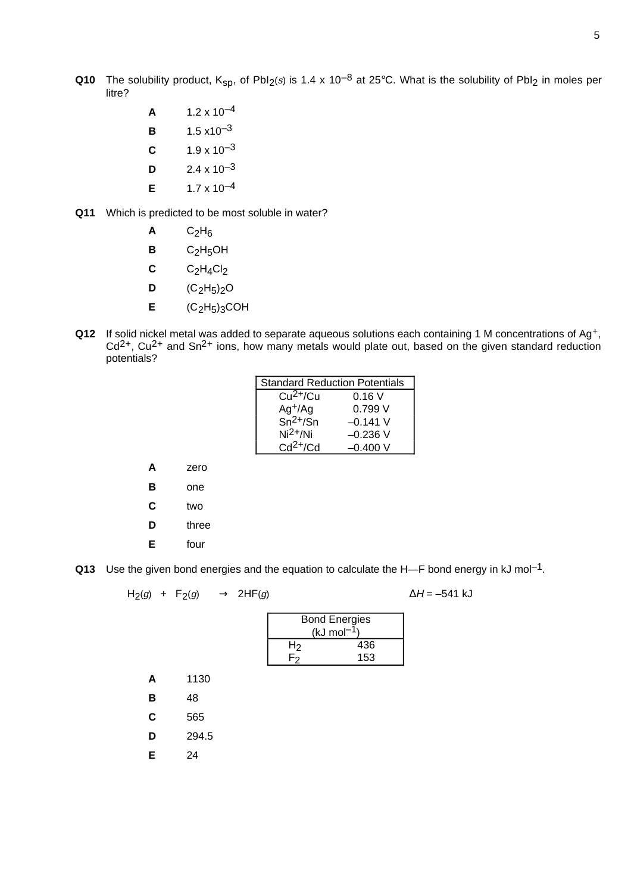**Q10** The solubility product, $K_{sp}$, of $PbI_2$(*s*) is 1.4 x $10^{-8}$ at 25°C. What is the solubility of $PbI_2$ in moles per litre?

- **A** 1.2 x $10^{-4}$
- **B** 1.5 x$10^{-3}$
- **C** 1.9 x $10^{-3}$
- **D** 2.4 x $10^{-3}$
- **E** 1.7 x $10^{-4}$

**Q11** Which is predicted to be most soluble in water?

- **A** $C_2H_6$
- **B** $C_2H_5OH$
- **C** $C_2H_4Cl_2$
- **D** $(C_2H_5)_2O$
- **E** $(C_2H_5)_3COH$

**Q12** If solid nickel metal was added to separate aqueous solutions each containing 1 M concentrations of $Ag^+$, $Cd^{2+}$, $Cu^{2+}$ and $Sn^{2+}$ ions, how many metals would plate out, based on the given standard reduction potentials?

| Standard Reduction Potentials | |
|---|---|
| $Cu^{2+}$/Cu | 0.16 V |
| $Ag^+$/Ag | 0.799 V |
| $Sn^{2+}$/Sn | –0.141 V |
| $Ni^{2+}$/Ni | –0.236 V |
| $Cd^{2+}$/Cd | –0.400 V |

- **A** zero
- **B** one
- **C** two
- **D** three
- **E** four

**Q13** Use the given bond energies and the equation to calculate the H—F bond energy in kJ $mol^{-1}$.

$$H_2(g) + F_2(g) \rightarrow 2HF(g) \qquad \Delta H = -541 \text{ kJ}$$

| Bond Energies (kJ $mol^{-1}$) | |
|---|---|
| $H_2$ | 436 |
| $F_2$ | 153 |

- **A** 1130
- **B** 48
- **C** 565
- **D** 294.5
- **E** 24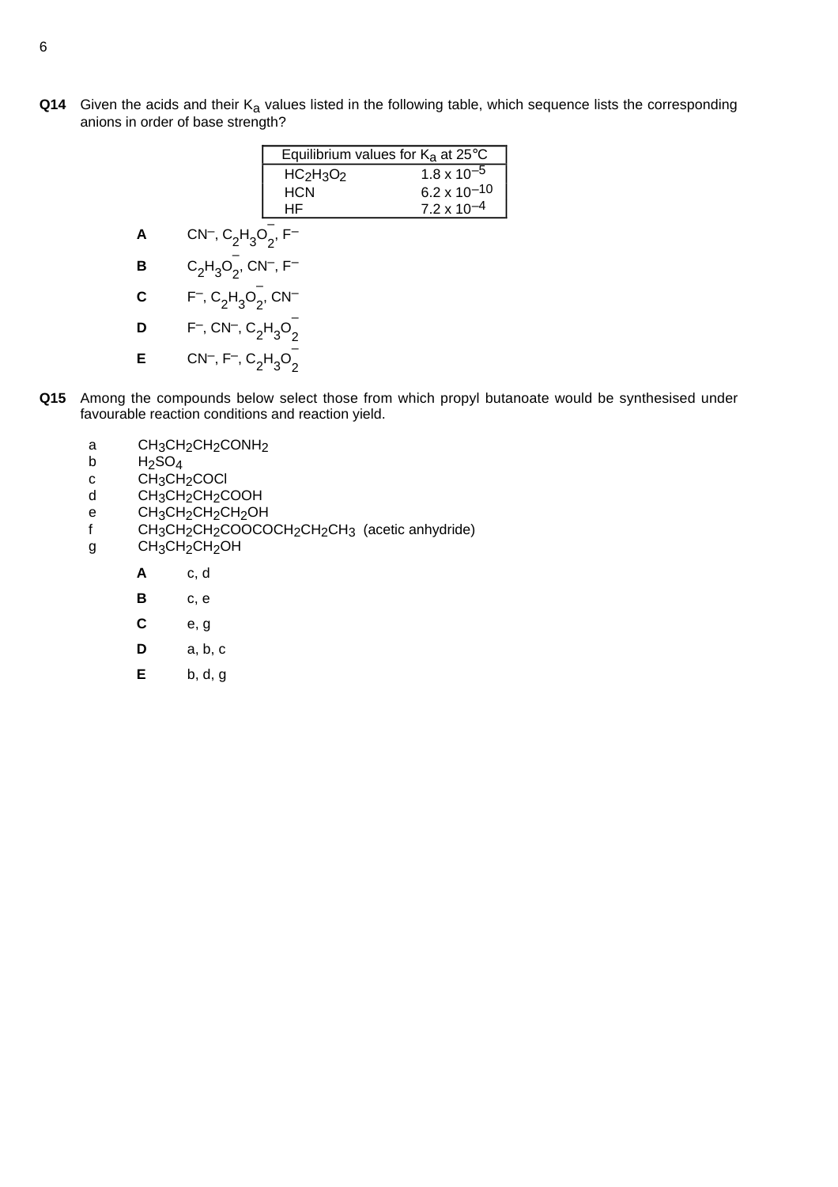**Q14** Given the acids and their $K_a$ values listed in the following table, which sequence lists the corresponding anions in order of base strength?

| Equilibrium values for $K_a$ at 25°C | |
|---|---|
| $HC_2H_3O_2$ | $1.8 \times 10^{-5}$ |
| HCN | $6.2 \times 10^{-10}$ |
| HF | $7.2 \times 10^{-4}$ |

**A** $CN^-$, $C_2H_3O_2^-$, $F^-$

**B** $C_2H_3O_2^-$, $CN^-$, $F^-$

**C** $F^-$, $C_2H_3O_2^-$, $CN^-$

**D** $F^-$, $CN^-$, $C_2H_3O_2^-$

**E** $CN^-$, $F^-$, $C_2H_3O_2^-$

**Q15** Among the compounds below select those from which propyl butanoate would be synthesised under favourable reaction conditions and reaction yield.

a $CH_3CH_2CH_2CONH_2$
b $H_2SO_4$
c $CH_3CH_2COCl$
d $CH_3CH_2CH_2COOH$
e $CH_3CH_2CH_2CH_2OH$
f $CH_3CH_2CH_2COOCOCH_2CH_2CH_3$ (acetic anhydride)
g $CH_3CH_2CH_2OH$

**A** c, d

**B** c, e

**C** e, g

**D** a, b, c

**E** b, d, g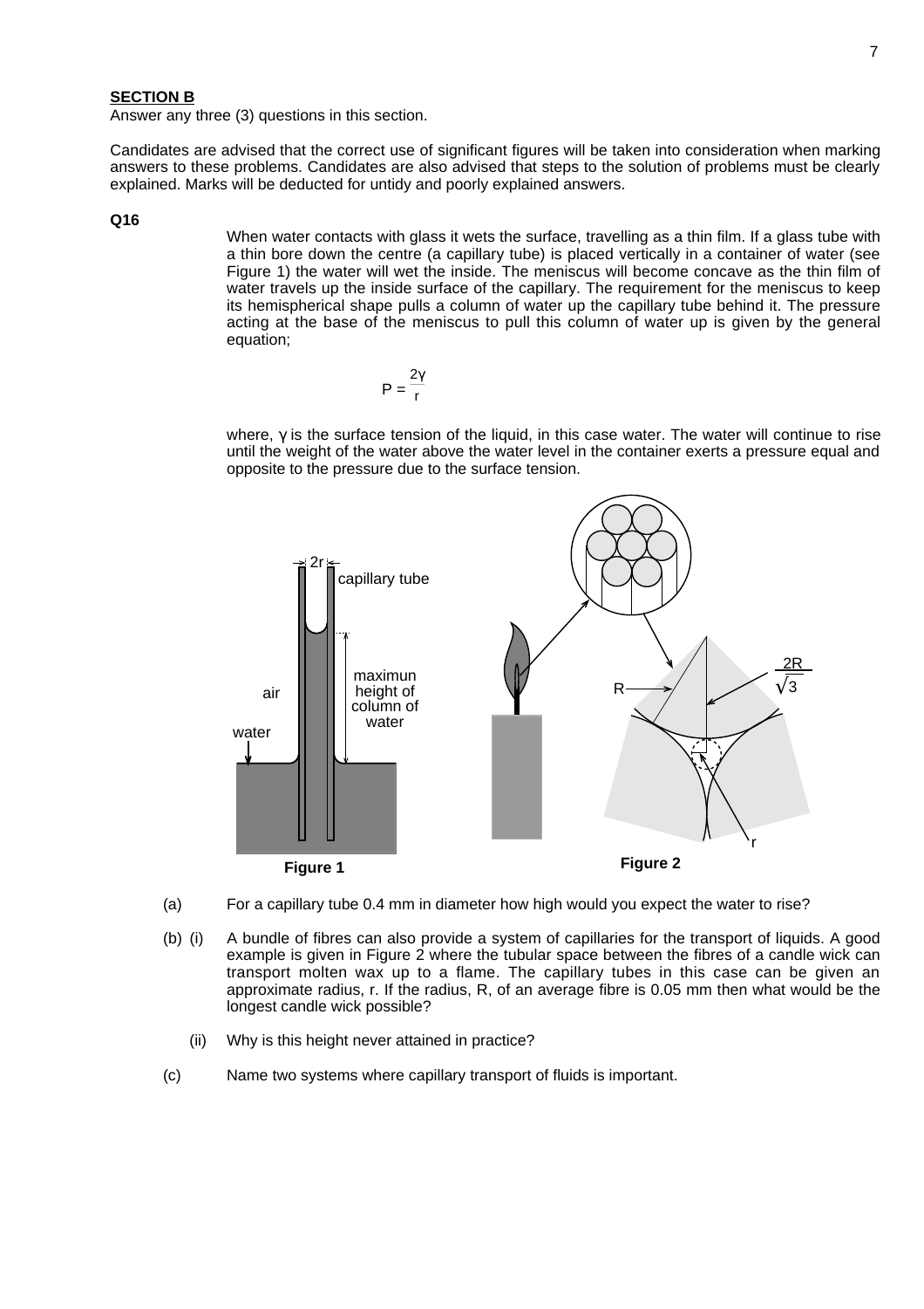**SECTION B**

Answer any three (3) questions in this section.

Candidates are advised that the correct use of significant figures will be taken into consideration when marking answers to these problems. Candidates are also advised that steps to the solution of problems must be clearly explained. Marks will be deducted for untidy and poorly explained answers.

**Q16**

When water contacts with glass it wets the surface, travelling as a thin film. If a glass tube with a thin bore down the centre (a capillary tube) is placed vertically in a container of water (see Figure 1) the water will wet the inside. The meniscus will become concave as the thin film of water travels up the inside surface of the capillary. The requirement for the meniscus to keep its hemispherical shape pulls a column of water up the capillary tube behind it. The pressure acting at the base of the meniscus to pull this column of water up is given by the general equation;

$$P = \frac{2\gamma}{r}$$

where, $\gamma$ is the surface tension of the liquid, in this case water. The water will continue to rise until the weight of the water above the water level in the container exerts a pressure equal and opposite to the pressure due to the surface tension.

**Figure 1** — labels: 2r; capillary tube; air; water; maximun height of column of water

**Figure 2** — labels: R; $\frac{2R}{\sqrt{3}}$; r

(a) For a capillary tube 0.4 mm in diameter how high would you expect the water to rise?

(b) (i) A bundle of fibres can also provide a system of capillaries for the transport of liquids. A good example is given in Figure 2 where the tubular space between the fibres of a candle wick can transport molten wax up to a flame. The capillary tubes in this case can be given an approximate radius, r. If the radius, R, of an average fibre is 0.05 mm then what would be the longest candle wick possible?

(ii) Why is this height never attained in practice?

(c) Name two systems where capillary transport of fluids is important.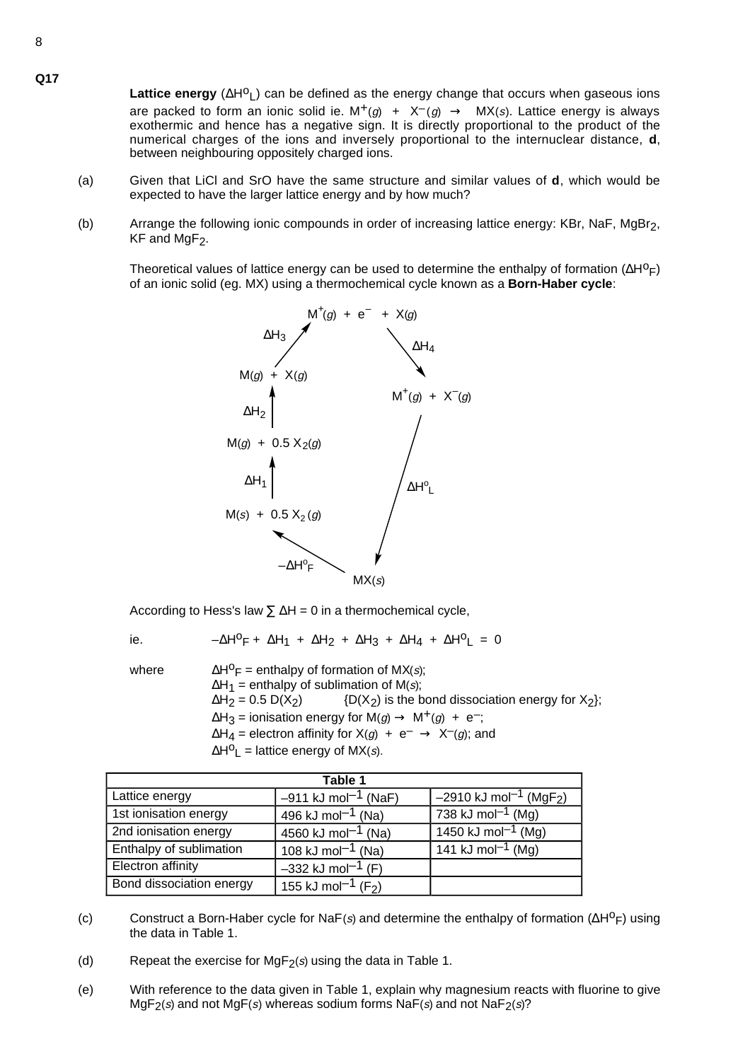**Q17**

**Lattice energy** ($\Delta H^o_L$) can be defined as the energy change that occurs when gaseous ions are packed to form an ionic solid ie. $M^+(g) + X^-(g) \rightarrow MX(s)$. Lattice energy is always exothermic and hence has a negative sign. It is directly proportional to the product of the numerical charges of the ions and inversely proportional to the internuclear distance, **d**, between neighbouring oppositely charged ions.

(a) Given that LiCl and SrO have the same structure and similar values of **d**, which would be expected to have the larger lattice energy and by how much?

(b) Arrange the following ionic compounds in order of increasing lattice energy: KBr, NaF, $MgBr_2$, KF and $MgF_2$.

Theoretical values of lattice energy can be used to determine the enthalpy of formation ($\Delta H^o_F$) of an ionic solid (eg. MX) using a thermochemical cycle known as a **Born-Haber cycle**:

$M^+(g) + e^- + X(g)$

$\Delta H_3$ ↗ from $M(g) + X(g)$; $\Delta H_4$ ↘ to $M^+(g) + X^-(g)$

$M(g) + X(g)$

$\Delta H_2$ ↑

$M(g) + 0.5\ X_2(g)$

$\Delta H_1$ ↑

$M(s) + 0.5\ X_2(g)$

$-\Delta H^o_F$ (from $MX(s)$ to $M(s) + 0.5\ X_2(g)$); $\Delta H^o_L$ (from $M^+(g) + X^-(g)$ to $MX(s)$)

$MX(s)$

According to Hess's law $\sum \Delta H = 0$ in a thermochemical cycle,

ie. $$-\Delta H^o_F + \Delta H_1 + \Delta H_2 + \Delta H_3 + \Delta H_4 + \Delta H^o_L = 0$$

where $\Delta H^o_F$ = enthalpy of formation of $MX(s)$;
$\Delta H_1$ = enthalpy of sublimation of $M(s)$;
$\Delta H_2 = 0.5\ D(X_2)$ {$D(X_2)$ is the bond dissociation energy for $X_2$};
$\Delta H_3$ = ionisation energy for $M(g) \rightarrow M^+(g) + e^-$;
$\Delta H_4$ = electron affinity for $X(g) + e^- \rightarrow X^-(g)$; and
$\Delta H^o_L$ = lattice energy of $MX(s)$.

| Table 1 | | |
|---|---|---|
| Lattice energy | $-911$ kJ mol$^{-1}$ (NaF) | $-2910$ kJ mol$^{-1}$ ($MgF_2$) |
| 1st ionisation energy | 496 kJ mol$^{-1}$ (Na) | 738 kJ mol$^{-1}$ (Mg) |
| 2nd ionisation energy | 4560 kJ mol$^{-1}$ (Na) | 1450 kJ mol$^{-1}$ (Mg) |
| Enthalpy of sublimation | 108 kJ mol$^{-1}$ (Na) | 141 kJ mol$^{-1}$ (Mg) |
| Electron affinity | $-332$ kJ mol$^{-1}$ (F) | |
| Bond dissociation energy | 155 kJ mol$^{-1}$ ($F_2$) | |

(c) Construct a Born-Haber cycle for NaF(*s*) and determine the enthalpy of formation ($\Delta H^o_F$) using the data in Table 1.

(d) Repeat the exercise for $MgF_2(s)$ using the data in Table 1.

(e) With reference to the data given in Table 1, explain why magnesium reacts with fluorine to give $MgF_2(s)$ and not $MgF(s)$ whereas sodium forms $NaF(s)$ and not $NaF_2(s)$?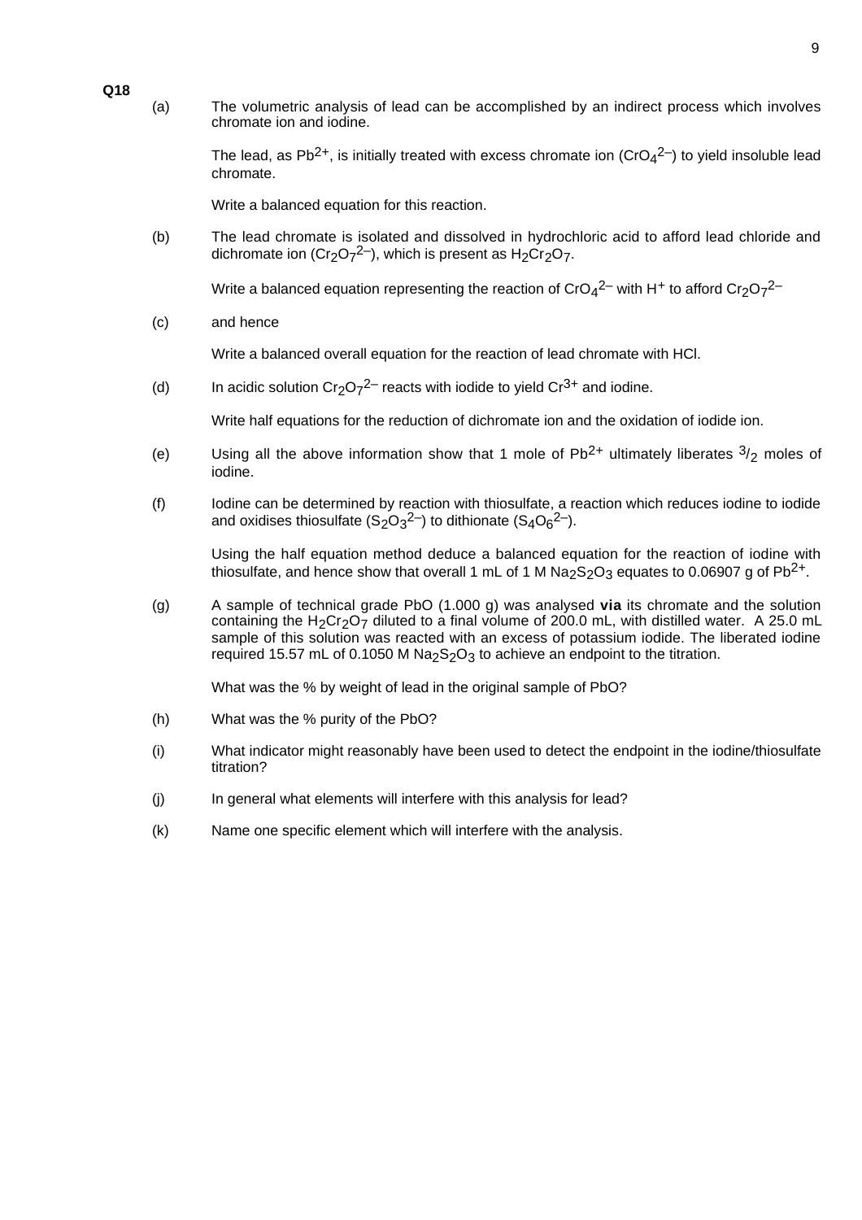**Q18**

(a) The volumetric analysis of lead can be accomplished by an indirect process which involves chromate ion and iodine.

The lead, as $Pb^{2+}$, is initially treated with excess chromate ion ($CrO_4^{2-}$) to yield insoluble lead chromate.

Write a balanced equation for this reaction.

(b) The lead chromate is isolated and dissolved in hydrochloric acid to afford lead chloride and dichromate ion ($Cr_2O_7^{2-}$), which is present as $H_2Cr_2O_7$.

Write a balanced equation representing the reaction of $CrO_4^{2-}$ with $H^+$ to afford $Cr_2O_7^{2-}$

(c) and hence

Write a balanced overall equation for the reaction of lead chromate with HCl.

(d) In acidic solution $Cr_2O_7^{2-}$ reacts with iodide to yield $Cr^{3+}$ and iodine.

Write half equations for the reduction of dichromate ion and the oxidation of iodide ion.

(e) Using all the above information show that 1 mole of $Pb^{2+}$ ultimately liberates $^3/_2$ moles of iodine.

(f) Iodine can be determined by reaction with thiosulfate, a reaction which reduces iodine to iodide and oxidises thiosulfate ($S_2O_3^{2-}$) to dithionate ($S_4O_6^{2-}$).

Using the half equation method deduce a balanced equation for the reaction of iodine with thiosulfate, and hence show that overall 1 mL of 1 M $Na_2S_2O_3$ equates to 0.06907 g of $Pb^{2+}$.

(g) A sample of technical grade PbO (1.000 g) was analysed **via** its chromate and the solution containing the $H_2Cr_2O_7$ diluted to a final volume of 200.0 mL, with distilled water. A 25.0 mL sample of this solution was reacted with an excess of potassium iodide. The liberated iodine required 15.57 mL of 0.1050 M $Na_2S_2O_3$ to achieve an endpoint to the titration.

What was the % by weight of lead in the original sample of PbO?

(h) What was the % purity of the PbO?

(i) What indicator might reasonably have been used to detect the endpoint in the iodine/thiosulfate titration?

(j) In general what elements will interfere with this analysis for lead?

(k) Name one specific element which will interfere with the analysis.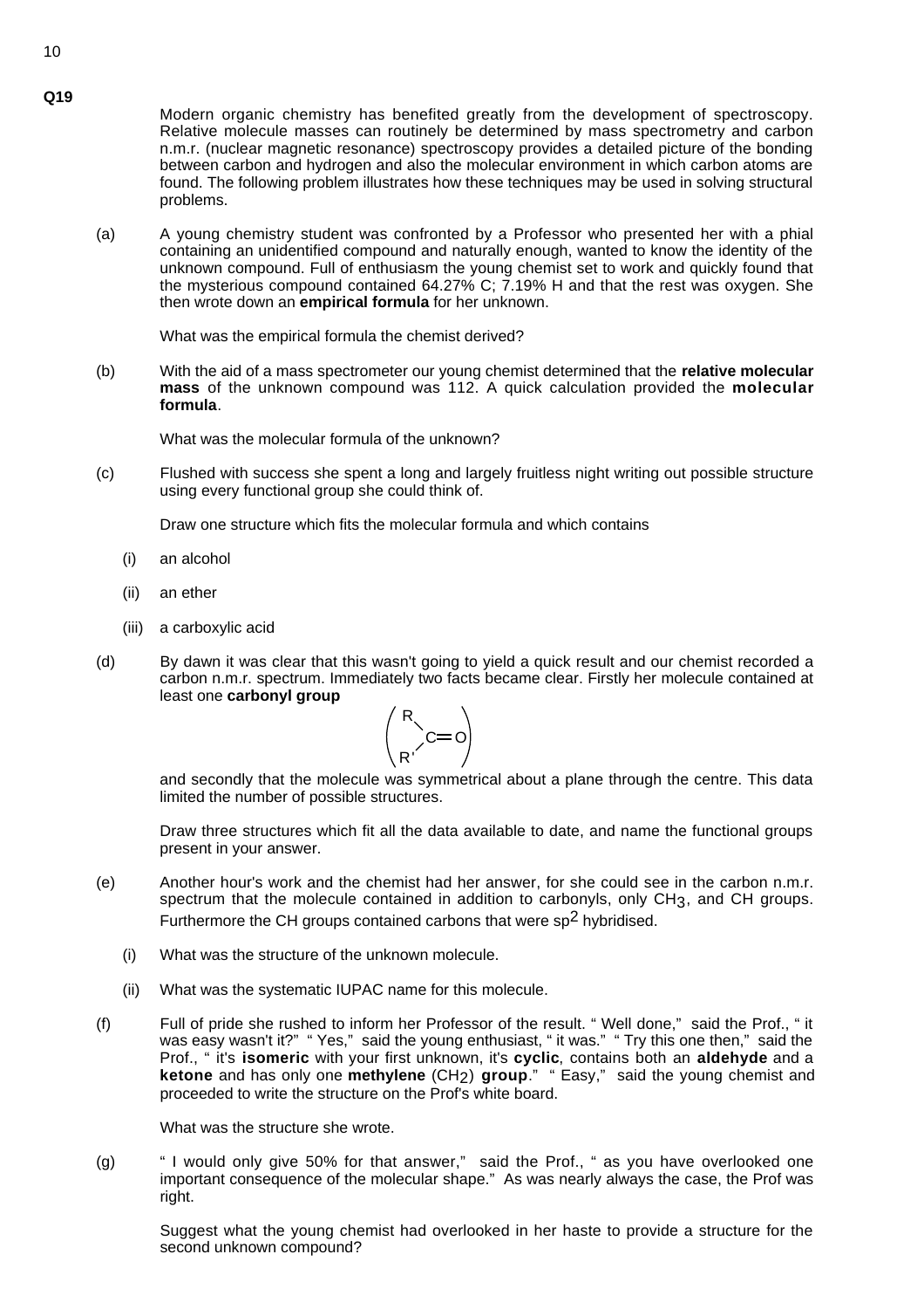**Q19**

Modern organic chemistry has benefited greatly from the development of spectroscopy. Relative molecule masses can routinely be determined by mass spectrometry and carbon n.m.r. (nuclear magnetic resonance) spectroscopy provides a detailed picture of the bonding between carbon and hydrogen and also the molecular environment in which carbon atoms are found. The following problem illustrates how these techniques may be used in solving structural problems.

(a) A young chemistry student was confronted by a Professor who presented her with a phial containing an unidentified compound and naturally enough, wanted to know the identity of the unknown compound. Full of enthusiasm the young chemist set to work and quickly found that the mysterious compound contained 64.27% C; 7.19% H and that the rest was oxygen. She then wrote down an **empirical formula** for her unknown.

What was the empirical formula the chemist derived?

(b) With the aid of a mass spectrometer our young chemist determined that the **relative molecular mass** of the unknown compound was 112. A quick calculation provided the **molecular formula**.

What was the molecular formula of the unknown?

(c) Flushed with success she spent a long and largely fruitless night writing out possible structure using every functional group she could think of.

Draw one structure which fits the molecular formula and which contains

(i) an alcohol

(ii) an ether

(iii) a carboxylic acid

(d) By dawn it was clear that this wasn't going to yield a quick result and our chemist recorded a carbon n.m.r. spectrum. Immediately two facts became clear. Firstly her molecule contained at least one **carbonyl group**

$$\left( \begin{matrix} R \\ R' \end{matrix} C{=}O \right)$$

and secondly that the molecule was symmetrical about a plane through the centre. This data limited the number of possible structures.

Draw three structures which fit all the data available to date, and name the functional groups present in your answer.

(e) Another hour's work and the chemist had her answer, for she could see in the carbon n.m.r. spectrum that the molecule contained in addition to carbonyls, only $CH_3$, and CH groups. Furthermore the CH groups contained carbons that were $sp^2$ hybridised.

(i) What was the structure of the unknown molecule.

(ii) What was the systematic IUPAC name for this molecule.

(f) Full of pride she rushed to inform her Professor of the result. " Well done," said the Prof., " it was easy wasn't it?" " Yes," said the young enthusiast, " it was." " Try this one then," said the Prof., " it's **isomeric** with your first unknown, it's **cyclic**, contains both an **aldehyde** and a **ketone** and has only one **methylene** ($CH_2$) **group**." " Easy," said the young chemist and proceeded to write the structure on the Prof's white board.

What was the structure she wrote.

(g) " I would only give 50% for that answer," said the Prof., " as you have overlooked one important consequence of the molecular shape." As was nearly always the case, the Prof was right.

Suggest what the young chemist had overlooked in her haste to provide a structure for the second unknown compound?